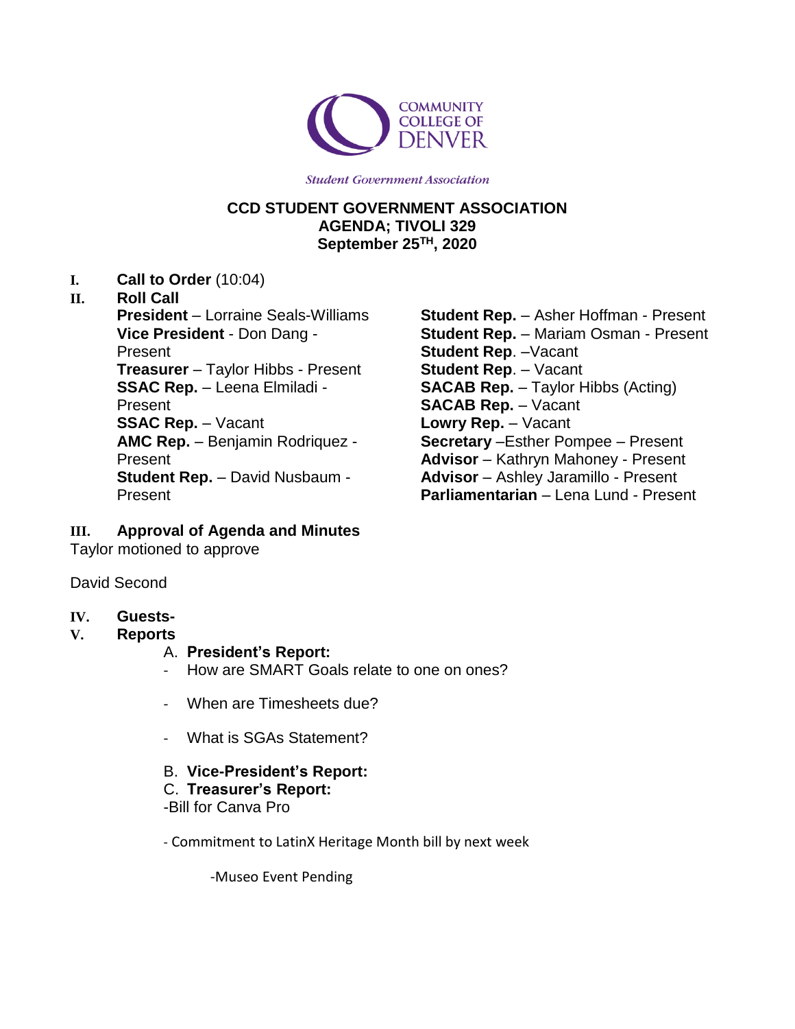COMMUNITY COLLEGE OF DENVER

*Student Government Association*

# CCD STUDENT GOVERNMENT ASSOCIATION
## AGENDA; TIVOLI 329
## September 25TH, 2020

**I. Call to Order** (10:04)

**II. Roll Call**

**President** – Lorraine Seals-Williams
**Vice President** - Don Dang - Present
**Treasurer** – Taylor Hibbs - Present
**SSAC Rep.** – Leena Elmiladi - Present
**SSAC Rep.** – Vacant
**AMC Rep.** – Benjamin Rodriquez - Present
**Student Rep.** – David Nusbaum - Present
**Student Rep.** – Asher Hoffman - Present
**Student Rep.** – Mariam Osman - Present
**Student Rep**. –Vacant
**Student Rep**. – Vacant
**SACAB Rep.** – Taylor Hibbs (Acting)
**SACAB Rep.** – Vacant
**Lowry Rep.** – Vacant
**Secretary** –Esther Pompee – Present
**Advisor** – Kathryn Mahoney - Present
**Advisor** – Ashley Jaramillo - Present
**Parliamentarian** – Lena Lund - Present

**III. Approval of Agenda and Minutes**

Taylor motioned to approve

David Second

**IV. Guests-**

**V. Reports**

A. **President's Report:**

- How are SMART Goals relate to one on ones?
- When are Timesheets due?
- What is SGAs Statement?

B. **Vice-President's Report:**

C. **Treasurer's Report:**

-Bill for Canva Pro

- Commitment to LatinX Heritage Month bill by next week

-Museo Event Pending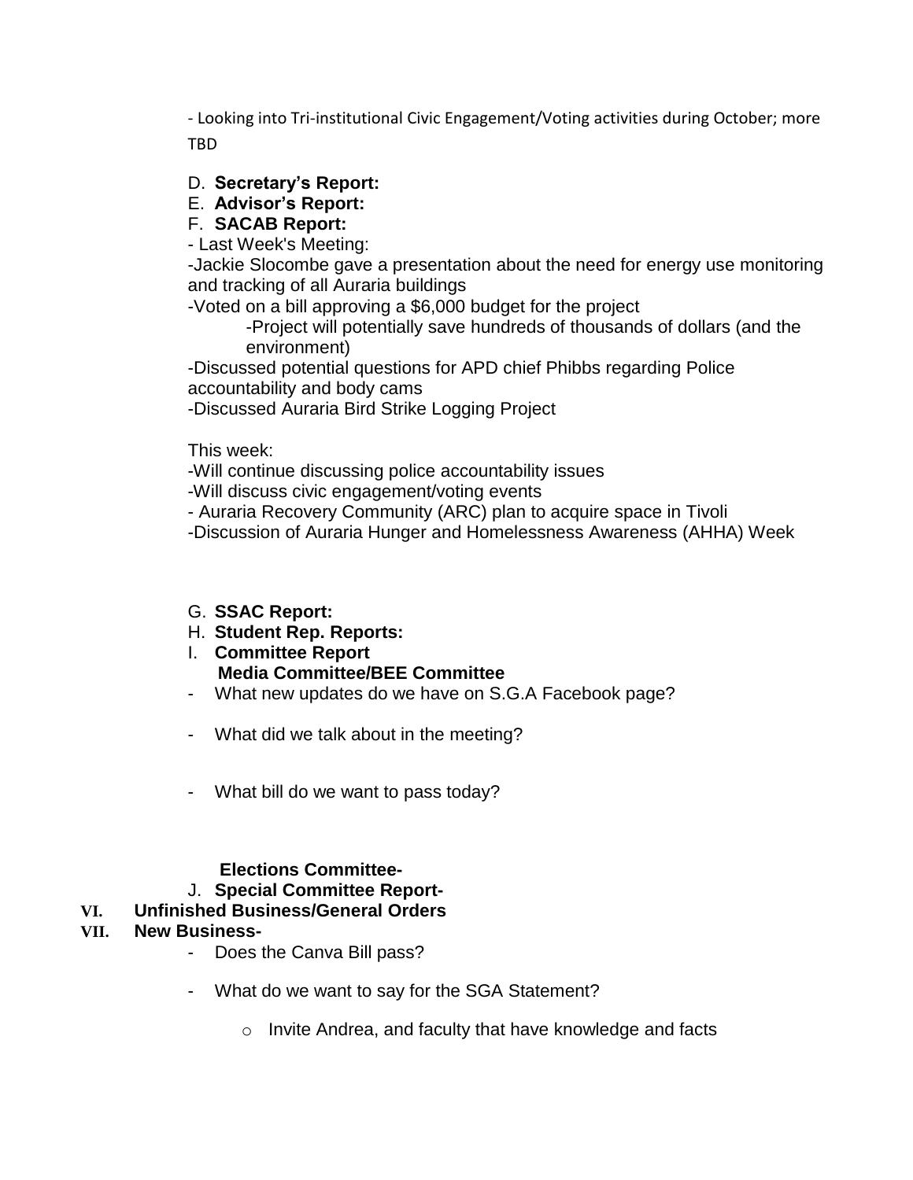- Looking into Tri-institutional Civic Engagement/Voting activities during October; more TBD

D. **Secretary's Report:**

E. **Advisor's Report:**

F. **SACAB Report:**

- Last Week's Meeting:

-Jackie Slocombe gave a presentation about the need for energy use monitoring and tracking of all Auraria buildings

-Voted on a bill approving a $6,000 budget for the project

  -Project will potentially save hundreds of thousands of dollars (and the environment)

-Discussed potential questions for APD chief Phibbs regarding Police accountability and body cams

-Discussed Auraria Bird Strike Logging Project

This week:

-Will continue discussing police accountability issues

-Will discuss civic engagement/voting events

- Auraria Recovery Community (ARC) plan to acquire space in Tivoli

-Discussion of Auraria Hunger and Homelessness Awareness (AHHA) Week

G. **SSAC Report:**

H. **Student Rep. Reports:**

I. **Committee Report**

**Media Committee/BEE Committee**

- What new updates do we have on S.G.A Facebook page?
- What did we talk about in the meeting?
- What bill do we want to pass today?

**Elections Committee-**

J. **Special Committee Report-**

**VI. Unfinished Business/General Orders**

**VII. New Business-**

- Does the Canva Bill pass?
- What do we want to say for the SGA Statement?
  - Invite Andrea, and faculty that have knowledge and facts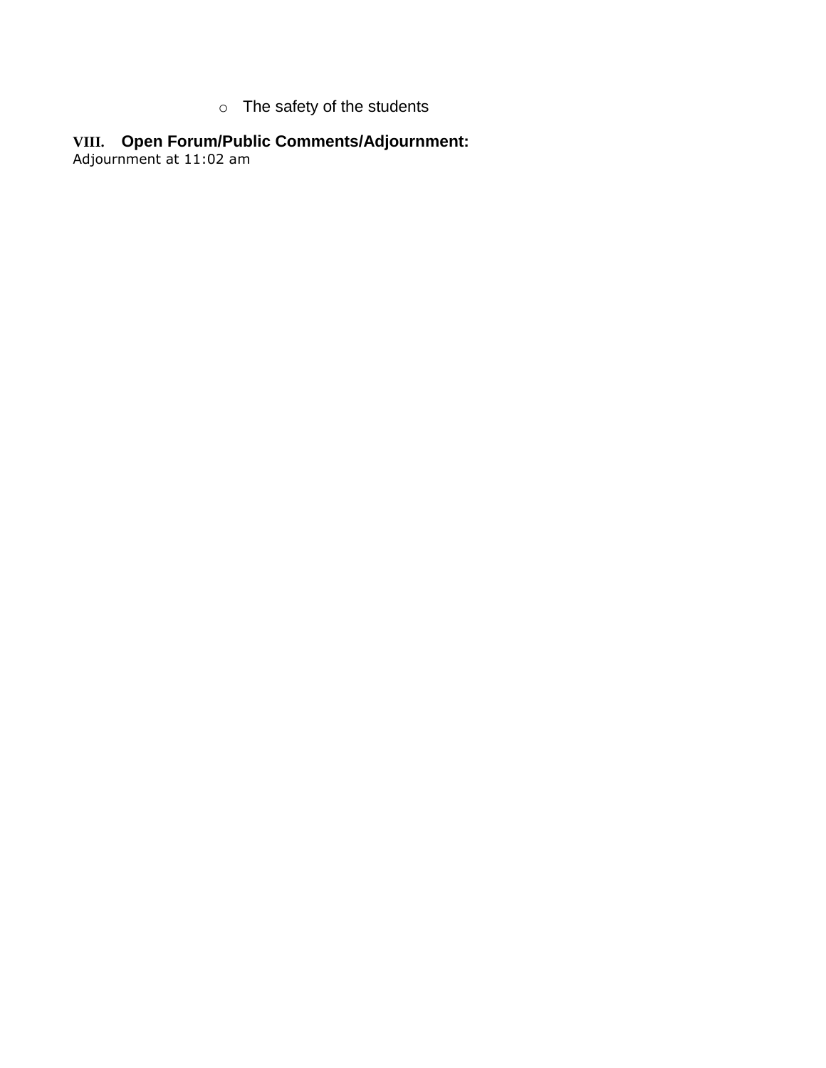- The safety of the students

## VIII. Open Forum/Public Comments/Adjournment:

Adjournment at 11:02 am